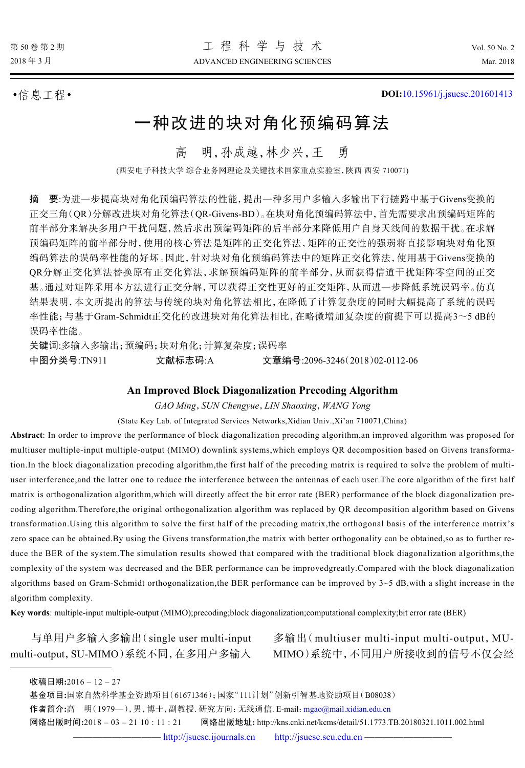•信息工程•

DOI:10.15961/j.jsuese.201601413

# 一种改进的块对角化预编码算法

高　明,孙成越,林少兴,王　勇

(西安电子科技大学 综合业务网理论及关键技术国家重点实验室,陕西 西安 710071)

**摘　要**:为进一步提高块对角化预编码算法的性能,提出一种多用户多输入多输出下行链路中基于Givens变换的正交三角(QR)分解改进块对角化算法(QR-Givens-BD)。在块对角化预编码算法中,首先需要求出预编码矩阵的前半部分来解决多用户干扰问题,然后求出预编码矩阵的后半部分来降低用户自身天线间的数据干扰。在求解预编码矩阵的前半部分时,使用的核心算法是矩阵的正交化算法,矩阵的正交性的强弱将直接影响块对角化预编码算法的误码率性能的好坏。因此,针对块对角化预编码算法中的矩阵正交化算法,使用基于Givens变换的QR分解正交化算法替换原有正交化算法,求解预编码矩阵的前半部分,从而获得信道干扰矩阵零空间的正交基。通过对矩阵采用本方法进行正交分解,可以获得正交性更好的正交矩阵,从而进一步降低系统误码率。仿真结果表明,本文所提出的算法与传统的块对角化算法相比,在降低了计算复杂度的同时大幅提高了系统的误码率性能;与基于Gram-Schmidt正交化的改进块对角化算法相比,在略微增加复杂度的前提下可以提高3～5 dB的误码率性能。

**关键词**:多输入多输出;预编码;块对角化;计算复杂度;误码率

**中图分类号**:TN911　　　**文献标志码**:A　　　**文章编号**:2096-3246(2018)02-0112-06

## An Improved Block Diagonalization Precoding Algorithm

*GAO Ming*, *SUN Chengyue*, *LIN Shaoxing*, *WANG Yong*

(State Key Lab. of Integrated Services Networks,Xidian Univ.,Xi'an 710071,China)

**Abstract**: In order to improve the performance of block diagonalization precoding algorithm,an improved algorithm was proposed for multiuser multiple-input multiple-output (MIMO) downlink systems,which employs QR decomposition based on Givens transformation.In the block diagonalization precoding algorithm,the first half of the precoding matrix is required to solve the problem of multiuser interference,and the latter one to reduce the interference between the antennas of each user.The core algorithm of the first half matrix is orthogonalization algorithm,which will directly affect the bit error rate (BER) performance of the block diagonalization precoding algorithm.Therefore,the original orthogonalization algorithm was replaced by QR decomposition algorithm based on Givens transformation.Using this algorithm to solve the first half of the precoding matrix,the orthogonal basis of the interference matrix's zero space can be obtained.By using the Givens transformation,the matrix with better orthogonality can be obtained,so as to further reduce the BER of the system.The simulation results showed that compared with the traditional block diagonalization algorithms,the complexity of the system was decreased and the BER performance can be improvedgreatly.Compared with the block diagonalization algorithms based on Gram-Schmidt orthogonalization,the BER performance can be improved by 3~5 dB,with a slight increase in the algorithm complexity.

**Key words**: multiple-input multiple-output (MIMO);precoding;block diagonalization;computational complexity;bit error rate (BER)

与单用户多输入多输出(single user multi-input multi-output, SU-MIMO)系统不同,在多用户多输入多输出(multiuser multi-input multi-output, MU-MIMO)系统中,不同用户所接收到的信号不仅会经

---

**收稿日期**:2016－12－27

**基金项目**:国家自然科学基金资助项目(61671346);国家"111计划"创新引智基地资助项目(B08038)

**作者简介**:高　明(1979—),男,博士,副教授.研究方向:无线通信.E-mail: mgao@mail.xidian.edu.cn

**网络出版时间**:2018－03－21 10:11:21　　**网络出版地址**:http://kns.cnki.net/kcms/detail/51.1773.TB.20180321.1011.002.html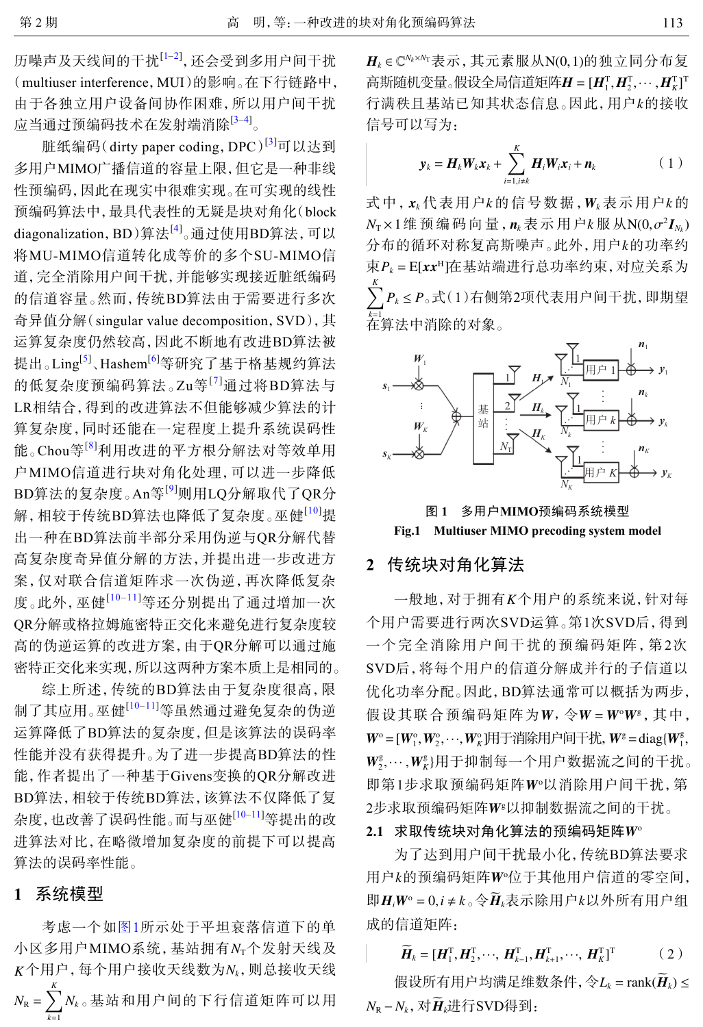历噪声及天线间的干扰[1-2]，还会受到多用户间干扰（multiuser interference，MUI）的影响。在下行链路中，由于各独立用户设备间协作困难，所以用户间干扰应当通过预编码技术在发射端消除[3-4]。

脏纸编码（dirty paper coding，DPC）[3]可以达到多用户MIMO广播信道的容量上限，但它是一种非线性预编码，因此在现实中很难实现。在可实现的线性预编码算法中，最具代表性的无疑是块对角化（block diagonalization，BD）算法[4]。通过使用BD算法，可以将MU-MIMO信道转化成等价的多个SU-MIMO信道，完全消除用户间干扰，并能够实现接近脏纸编码的信道容量。然而，传统BD算法由于需要进行多次奇异值分解（singular value decomposition，SVD），其运算复杂度仍然较高，因此不断地有改进BD算法被提出。Ling[5]、Hashem[6]等研究了基于格基规约算法的低复杂度预编码算法。Zu等[7]通过将BD算法与LR相结合，得到的改进算法不但能够减少算法的计算复杂度，同时还能在一定程度上提升系统误码性能。Chou等[8]利用改进的平方根分解法对等效单用户MIMO信道进行块对角化处理，可以进一步降低BD算法的复杂度。An等[9]则用LQ分解取代了QR分解，相较于传统BD算法也降低了复杂度。巫健[10]提出一种在BD算法前半部分采用伪逆与QR分解代替高复杂度奇异值分解的方法，并提出进一步改进方案，仅对联合信道矩阵求一次伪逆，再次降低复杂度。此外，巫健[10-11]等还分别提出了通过增加一次QR分解或格拉姆施密特正交化来避免进行复杂度较高的伪逆运算的改进方案，由于QR分解可以通过施密特正交化来实现，所以这两种方案本质上是相同的。

综上所述，传统的BD算法由于复杂度很高，限制了其应用。巫健[10-11]等虽然通过避免复杂的伪逆运算降低了BD算法的复杂度，但是该算法的误码率性能并没有获得提升。为了进一步提高BD算法的性能，作者提出了一种基于Givens变换的QR分解改进BD算法，相较于传统BD算法，该算法不仅降低了复杂度，也改善了误码性能。而与巫健[10-11]等提出的改进算法对比，在略微增加复杂度的前提下可以提高算法的误码率性能。

## 1 系统模型

考虑一个如图1所示处于平坦衰落信道下的单小区多用户MIMO系统，基站拥有$N_T$个发射天线及$K$个用户，每个用户接收天线数为$N_k$，则总接收天线数$N_R=\sum_{k=1}^{K}N_k$。基站和用户间的下行信道矩阵可以用$\boldsymbol{H}_k\in\mathbb{C}^{N_k\times N_T}$表示，其元素服从N(0,1)的独立同分布复高斯随机变量。假设全局信道矩阵$\boldsymbol{H}=[\boldsymbol{H}_1^{\mathrm{T}},\boldsymbol{H}_2^{\mathrm{T}},\cdots,\boldsymbol{H}_K^{\mathrm{T}}]^{\mathrm{T}}$行满秩且基站已知其状态信息。因此，用户$k$的接收信号可以写为：

$$\boldsymbol{y}_k=\boldsymbol{H}_k\boldsymbol{W}_k\boldsymbol{x}_k+\sum_{i=1,i\neq k}^{K}\boldsymbol{H}_i\boldsymbol{W}_i\boldsymbol{x}_i+\boldsymbol{n}_k \tag{1}$$

式中，$\boldsymbol{x}_k$代表用户$k$的信号数据，$\boldsymbol{W}_k$表示用户$k$的$N_T\times1$维预编码向量，$\boldsymbol{n}_k$表示用户$k$服从$\mathrm{N}(0,\sigma^2\boldsymbol{I}_{N_k})$分布的循环对称复高斯噪声。此外，用户$k$的功率约束$P_k=\mathrm{E}[\boldsymbol{x}\boldsymbol{x}^{\mathrm{H}}]$在基站端进行总功率约束，对应关系为$\sum_{k=1}^{K}P_k\leq P$。式(1)右侧第2项代表用户间干扰，即期望在算法中消除的对象。

图1 多用户MIMO预编码系统模型

Fig.1 Multiuser MIMO precoding system model

## 2 传统块对角化算法

一般地，对于拥有$K$个用户的系统来说，针对每个用户需要进行两次SVD运算。第1次SVD后，得到一个完全消除用户间干扰的预编码矩阵，第2次SVD后，将每个用户的信道分解成并行的子信道以优化功率分配。因此，BD算法通常可以概括为两步，假设其联合预编码矩阵为$\boldsymbol{W}$，令$\boldsymbol{W}=\boldsymbol{W}^{\mathrm{o}}\boldsymbol{W}^{\mathrm{g}}$，其中，$\boldsymbol{W}^{\mathrm{o}}=[\boldsymbol{W}_1^{\mathrm{o}},\boldsymbol{W}_2^{\mathrm{o}},\cdots,\boldsymbol{W}_K^{\mathrm{o}}]$用于消除用户间干扰，$\boldsymbol{W}^{\mathrm{g}}=\mathrm{diag}\{\boldsymbol{W}_1^{\mathrm{g}},\boldsymbol{W}_2^{\mathrm{g}},\cdots,\boldsymbol{W}_K^{\mathrm{g}}\}$用于抑制每一个用户数据流之间的干扰。即第1步求取预编码矩阵$\boldsymbol{W}^{\mathrm{o}}$以消除用户间干扰，第2步求取预编码矩阵$\boldsymbol{W}^{\mathrm{g}}$以抑制数据流之间的干扰。

### 2.1 求取传统块对角化算法的预编码矩阵$\boldsymbol{W}^{\mathrm{o}}$

为了达到用户间干扰最小化，传统BD算法要求用户$k$的预编码矩阵$\boldsymbol{W}^{\mathrm{o}}$位于其他用户信道的零空间，即$\boldsymbol{H}_i\boldsymbol{W}^{\mathrm{o}}=0,i\neq k$。令$\widetilde{\boldsymbol{H}}_k$表示除用户$k$以外所有用户组成的信道矩阵：

$$\widetilde{\boldsymbol{H}}_k=[\boldsymbol{H}_1^{\mathrm{T}},\boldsymbol{H}_2^{\mathrm{T}},\cdots,\boldsymbol{H}_{k-1}^{\mathrm{T}},\boldsymbol{H}_{k+1}^{\mathrm{T}},\cdots,\boldsymbol{H}_K^{\mathrm{T}}]^{\mathrm{T}} \tag{2}$$

假设所有用户均满足维数条件，令$L_k=\mathrm{rank}(\widetilde{\boldsymbol{H}}_k)\leq N_R-N_k$，对$\widetilde{\boldsymbol{H}}_k$进行SVD得到：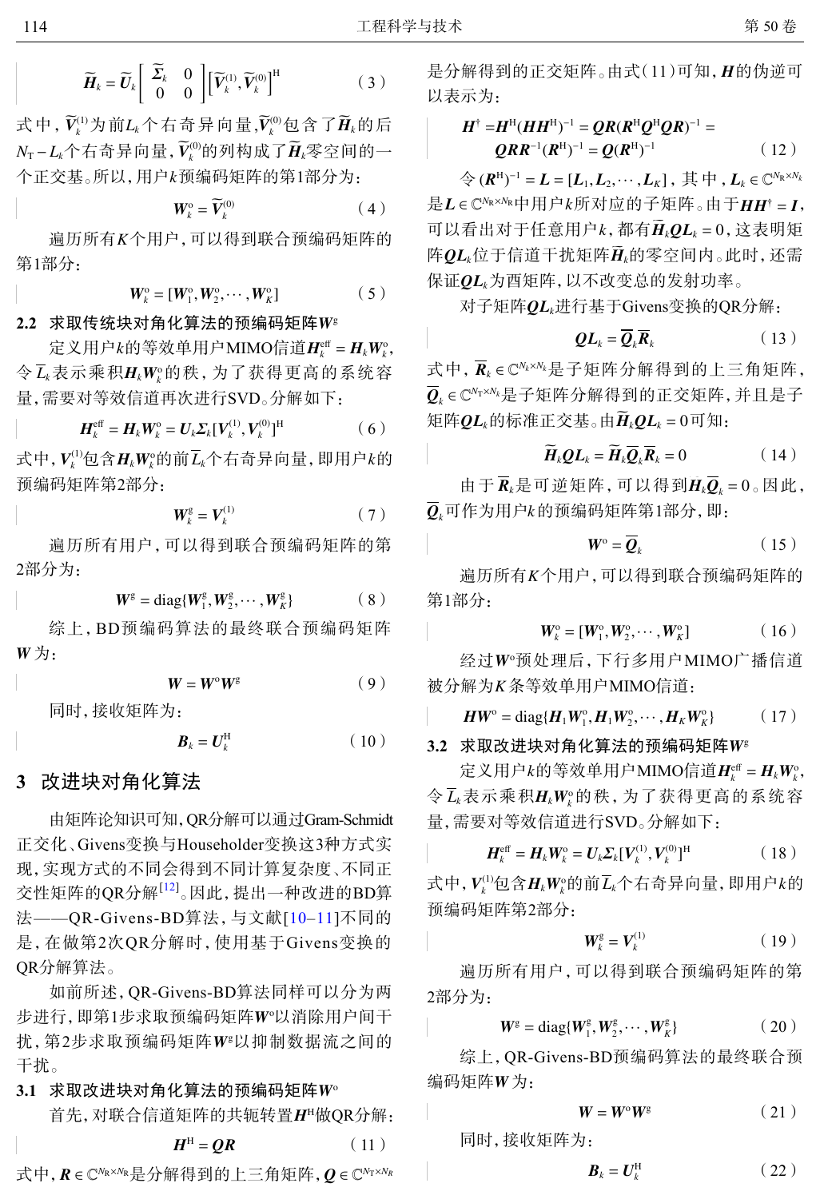$$\widetilde{\boldsymbol{H}}_k = \widetilde{\boldsymbol{U}}_k \begin{bmatrix} \widetilde{\boldsymbol{\Sigma}}_k & 0 \\ 0 & 0 \end{bmatrix} [\widetilde{\boldsymbol{V}}_k^{(1)}, \widetilde{\boldsymbol{V}}_k^{(0)}]^{\mathrm{H}} \tag{3}$$

式中，$\widetilde{\boldsymbol{V}}_k^{(1)}$为前$L_k$个右奇异向量，$\widetilde{\boldsymbol{V}}_k^{(0)}$包含了$\widetilde{\boldsymbol{H}}_k$的后$N_{\mathrm{T}}-L_k$个右奇异向量，$\widetilde{\boldsymbol{V}}_k^{(0)}$的列构成了$\widetilde{\boldsymbol{H}}_k$零空间的一个正交基。所以，用户$k$预编码矩阵的第1部分为：

$$\boldsymbol{W}_k^{\mathrm{o}} = \widetilde{\boldsymbol{V}}_k^{(0)} \tag{4}$$

遍历所有$K$个用户，可以得到联合预编码矩阵的第1部分：

$$\boldsymbol{W}_k^{\mathrm{o}} = [\boldsymbol{W}_1^{\mathrm{o}}, \boldsymbol{W}_2^{\mathrm{o}}, \cdots, \boldsymbol{W}_K^{\mathrm{o}}] \tag{5}$$

### 2.2 求取传统块对角化算法的预编码矩阵$\boldsymbol{W}^{\mathrm{g}}$

定义用户$k$的等效单用户MIMO信道$\boldsymbol{H}_k^{\mathrm{eff}} = \boldsymbol{H}_k \boldsymbol{W}_k^{\mathrm{o}}$，令$\overline{L}_k$表示乘积$\boldsymbol{H}_k \boldsymbol{W}_k^{\mathrm{o}}$的秩，为了获得更高的系统容量，需要对等效信道再次进行SVD。分解如下：

$$\boldsymbol{H}_k^{\mathrm{eff}} = \boldsymbol{H}_k \boldsymbol{W}_k^{\mathrm{o}} = \boldsymbol{U}_k \boldsymbol{\Sigma}_k [\boldsymbol{V}_k^{(1)}, \boldsymbol{V}_k^{(0)}]^{\mathrm{H}} \tag{6}$$

式中，$\boldsymbol{V}_k^{(1)}$包含$\boldsymbol{H}_k \boldsymbol{W}_k^{\mathrm{o}}$的前$\overline{L}_k$个右奇异向量，即用户$k$的预编码矩阵第2部分：

$$\boldsymbol{W}_k^{\mathrm{g}} = \boldsymbol{V}_k^{(1)} \tag{7}$$

遍历所有用户，可以得到联合预编码矩阵的第2部分为：

$$\boldsymbol{W}^{\mathrm{g}} = \mathrm{diag}\{\boldsymbol{W}_1^{\mathrm{g}}, \boldsymbol{W}_2^{\mathrm{g}}, \cdots, \boldsymbol{W}_K^{\mathrm{g}}\} \tag{8}$$

综上，BD预编码算法的最终联合预编码矩阵$\boldsymbol{W}$为：

$$\boldsymbol{W} = \boldsymbol{W}^{\mathrm{o}} \boldsymbol{W}^{\mathrm{g}} \tag{9}$$

同时，接收矩阵为：

$$\boldsymbol{B}_k = \boldsymbol{U}_k^{\mathrm{H}} \tag{10}$$

## 3 改进块对角化算法

由矩阵论知识可知，QR分解可以通过Gram-Schmidt正交化、Givens变换与Householder变换这3种方式实现，实现方式的不同会得到不同计算复杂度、不同正交性矩阵的QR分解[12]。因此，提出一种改进的BD算法——QR-Givens-BD算法，与文献[10–11]不同的是，在做第2次QR分解时，使用基于Givens变换的QR分解算法。

如前所述，QR-Givens-BD算法同样可以分为两步进行，即第1步求取预编码矩阵$\boldsymbol{W}^{\mathrm{o}}$以消除用户间干扰，第2步求取预编码矩阵$\boldsymbol{W}^{\mathrm{g}}$以抑制数据流之间的干扰。

### 3.1 求取改进块对角化算法的预编码矩阵$\boldsymbol{W}^{\mathrm{o}}$

首先，对联合信道矩阵的共轭转置$\boldsymbol{H}^{\mathrm{H}}$做QR分解：

$$\boldsymbol{H}^{\mathrm{H}} = \boldsymbol{Q}\boldsymbol{R} \tag{11}$$

式中，$\boldsymbol{R} \in \mathbb{C}^{N_{\mathrm{R}} \times N_{\mathrm{R}}}$是分解得到的上三角矩阵，$\boldsymbol{Q} \in \mathbb{C}^{N_{\mathrm{T}} \times N_R}$是分解得到的正交矩阵。由式(11)可知，$\boldsymbol{H}$的伪逆可以表示为：

$$\boldsymbol{H}^{\dagger} = \boldsymbol{H}^{\mathrm{H}}(\boldsymbol{H}\boldsymbol{H}^{\mathrm{H}})^{-1} = \boldsymbol{Q}\boldsymbol{R}(\boldsymbol{R}^{\mathrm{H}}\boldsymbol{Q}^{\mathrm{H}}\boldsymbol{Q}\boldsymbol{R})^{-1} = \boldsymbol{Q}\boldsymbol{R}\boldsymbol{R}^{-1}(\boldsymbol{R}^{\mathrm{H}})^{-1} = \boldsymbol{Q}(\boldsymbol{R}^{\mathrm{H}})^{-1} \tag{12}$$

令$(\boldsymbol{R}^{\mathrm{H}})^{-1} = \boldsymbol{L} = [\boldsymbol{L}_1, \boldsymbol{L}_2, \cdots, \boldsymbol{L}_K]$，其中，$\boldsymbol{L}_k \in \mathbb{C}^{N_{\mathrm{R}} \times N_k}$是$\boldsymbol{L} \in \mathbb{C}^{N_{\mathrm{R}} \times N_{\mathrm{R}}}$中用户$k$所对应的子矩阵。由于$\boldsymbol{H}\boldsymbol{H}^{\dagger} = \boldsymbol{I}$，可以看出对于任意用户$k$，都有$\widetilde{\boldsymbol{H}}_k \boldsymbol{Q}\boldsymbol{L}_k = 0$，这表明矩阵$\boldsymbol{Q}\boldsymbol{L}_k$位于信道干扰矩阵$\widetilde{\boldsymbol{H}}_k$的零空间内。此时，还需保证$\boldsymbol{Q}\boldsymbol{L}_k$为酉矩阵，以不改变总的发射功率。

对子矩阵$\boldsymbol{Q}\boldsymbol{L}_k$进行基于Givens变换的QR分解：

$$\boldsymbol{Q}\boldsymbol{L}_k = \overline{\boldsymbol{Q}}_k \overline{\boldsymbol{R}}_k \tag{13}$$

式中，$\overline{\boldsymbol{R}}_k \in \mathbb{C}^{N_k \times N_k}$是子矩阵分解得到的上三角矩阵，$\overline{\boldsymbol{Q}}_k \in \mathbb{C}^{N_{\mathrm{T}} \times N_k}$是子矩阵分解得到的正交矩阵，并且是子矩阵$\boldsymbol{Q}\boldsymbol{L}_k$的标准正交基。由$\widetilde{\boldsymbol{H}}_k \boldsymbol{Q}\boldsymbol{L}_k = 0$可知：

$$\widetilde{\boldsymbol{H}}_k \boldsymbol{Q}\boldsymbol{L}_k = \widetilde{\boldsymbol{H}}_k \overline{\boldsymbol{Q}}_k \overline{\boldsymbol{R}}_k = 0 \tag{14}$$

由于$\overline{\boldsymbol{R}}_k$是可逆矩阵，可以得到$\boldsymbol{H}_k \overline{\boldsymbol{Q}}_k = 0$。因此，$\overline{\boldsymbol{Q}}_k$可作为用户$k$的预编码矩阵第1部分，即：

$$\boldsymbol{W}^{\mathrm{o}} = \overline{\boldsymbol{Q}}_k \tag{15}$$

遍历所有$K$个用户，可以得到联合预编码矩阵的第1部分：

$$\boldsymbol{W}_k^{\mathrm{o}} = [\boldsymbol{W}_1^{\mathrm{o}}, \boldsymbol{W}_2^{\mathrm{o}}, \cdots, \boldsymbol{W}_K^{\mathrm{o}}] \tag{16}$$

经过$\boldsymbol{W}^{\mathrm{o}}$预处理后，下行多用户MIMO广播信道被分解为$K$条等效单用户MIMO信道：

$$\boldsymbol{H}\boldsymbol{W}^{\mathrm{o}} = \mathrm{diag}\{\boldsymbol{H}_1 \boldsymbol{W}_1^{\mathrm{o}}, \boldsymbol{H}_1 \boldsymbol{W}_2^{\mathrm{o}}, \cdots, \boldsymbol{H}_K \boldsymbol{W}_K^{\mathrm{o}}\} \tag{17}$$

### 3.2 求取改进块对角化算法的预编码矩阵$\boldsymbol{W}^{\mathrm{g}}$

定义用户$k$的等效单用户MIMO信道$\boldsymbol{H}_k^{\mathrm{eff}} = \boldsymbol{H}_k \boldsymbol{W}_k^{\mathrm{o}}$，令$\overline{L}_k$表示乘积$\boldsymbol{H}_k \boldsymbol{W}_k^{\mathrm{o}}$的秩，为了获得更高的系统容量，需要对等效信道进行SVD。分解如下：

$$\boldsymbol{H}_k^{\mathrm{eff}} = \boldsymbol{H}_k \boldsymbol{W}_k^{\mathrm{o}} = \boldsymbol{U}_k \boldsymbol{\Sigma}_k [\boldsymbol{V}_k^{(1)}, \boldsymbol{V}_k^{(0)}]^{\mathrm{H}} \tag{18}$$

式中，$\boldsymbol{V}_k^{(1)}$包含$\boldsymbol{H}_k \boldsymbol{W}_k^{\mathrm{o}}$的前$\overline{L}_k$个右奇异向量，即用户$k$的预编码矩阵第2部分：

$$\boldsymbol{W}_k^{\mathrm{g}} = \boldsymbol{V}_k^{(1)} \tag{19}$$

遍历所有用户，可以得到联合预编码矩阵的第2部分为：

$$\boldsymbol{W}^{\mathrm{g}} = \mathrm{diag}\{\boldsymbol{W}_1^{\mathrm{g}}, \boldsymbol{W}_2^{\mathrm{g}}, \cdots, \boldsymbol{W}_K^{\mathrm{g}}\} \tag{20}$$

综上，QR-Givens-BD预编码算法的最终联合预编码矩阵$\boldsymbol{W}$为：

$$\boldsymbol{W} = \boldsymbol{W}^{\mathrm{o}} \boldsymbol{W}^{\mathrm{g}} \tag{21}$$

同时，接收矩阵为：

$$\boldsymbol{B}_k = \boldsymbol{U}_k^{\mathrm{H}} \tag{22}$$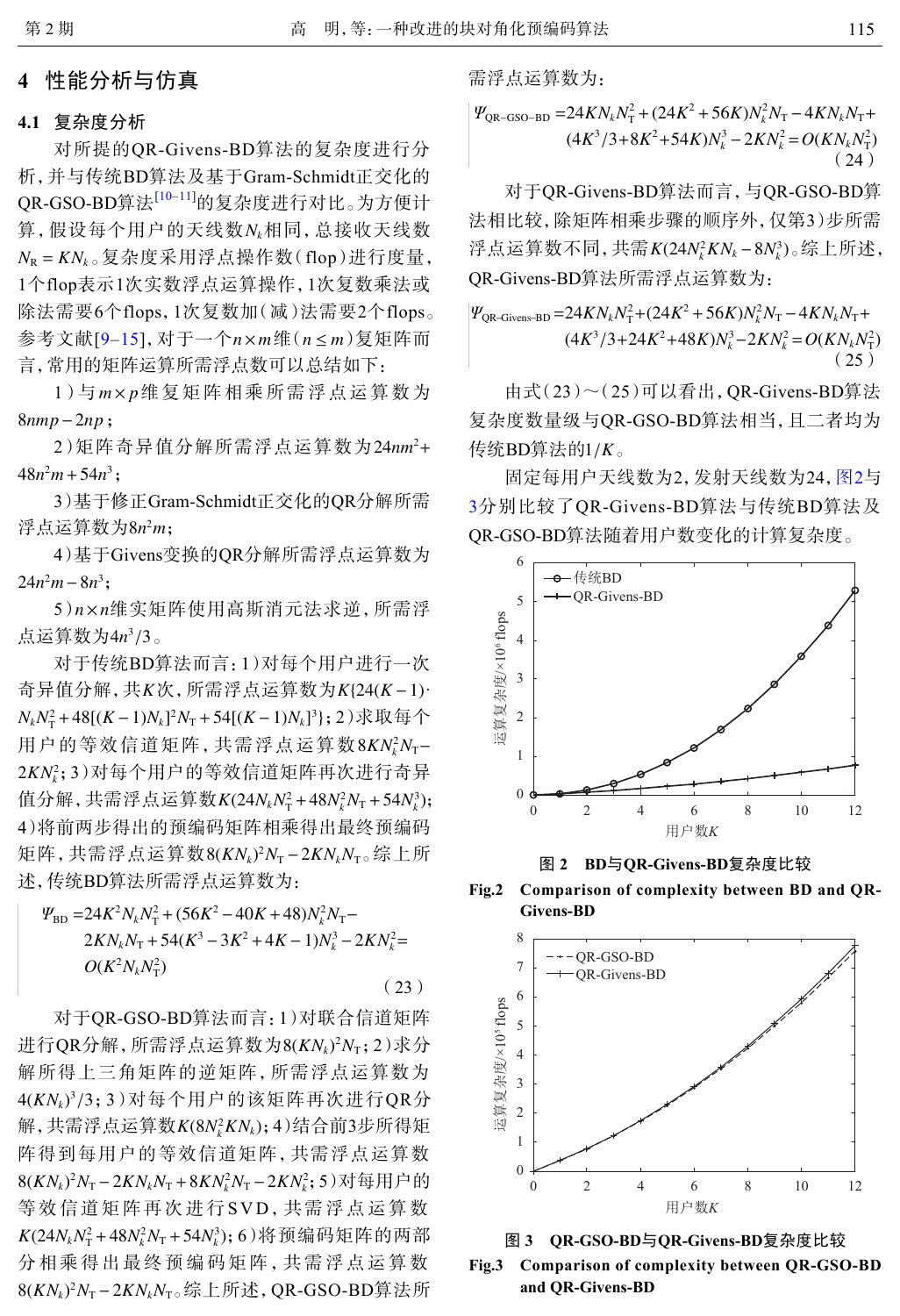## 4 性能分析与仿真

### 4.1 复杂度分析

对所提的QR-Givens-BD算法的复杂度进行分析，并与传统BD算法及基于Gram-Schmidt正交化的QR-GSO-BD算法[10–11]的复杂度进行对比。为方便计算，假设每个用户的天线数$N_k$相同，总接收天线数$N_R = KN_k$。复杂度采用浮点操作数（flop）进行度量，1个flop表示1次实数浮点运算操作，1次复数乘法或除法需要6个flops，1次复数加（减）法需要2个flops。参考文献[9–15]，对于一个$n \times m$维（$n \le m$）复矩阵而言，常用的矩阵运算所需浮点数可以总结如下：

1）与$m \times p$维复矩阵相乘所需浮点运算数为$8nmp - 2np$；

2）矩阵奇异值分解所需浮点运算数为$24nm^2 + 48n^2m + 54n^3$；

3）基于修正Gram-Schmidt正交化的QR分解所需浮点运算数为$8n^2m$；

4）基于Givens变换的QR分解所需浮点运算数为$24n^2m - 8n^3$；

5）$n \times n$维实矩阵使用高斯消元法求逆，所需浮点运算数为$4n^3/3$。

对于传统BD算法而言：1）对每个用户进行一次奇异值分解，共$K$次，所需浮点运算数为$K\{24(K-1) \cdot N_kN_T^2 + 48[(K-1)N_k]^2N_T + 54[(K-1)N_k]^3\}$；2）求取每个用户的等效信道矩阵，共需浮点运算数$8KN_k^2N_T - 2KN_k^2$；3）对每个用户的等效信道矩阵再次进行奇异值分解，共需浮点运算数$K(24N_kN_T^2 + 48N_k^2N_T + 54N_k^3)$；4）将前两步得出的预编码矩阵相乘得出最终预编码矩阵，共需浮点运算数$8(KN_k)^2N_T - 2KN_kN_T$。综上所述，传统BD算法所需浮点运算数为：

$$\begin{aligned}\Psi_{\text{BD}} =& 24K^2N_kN_T^2 + (56K^2 - 40K + 48)N_k^2N_T - \\ & 2KN_kN_T + 54(K^3 - 3K^2 + 4K - 1)N_k^3 - 2KN_k^2 = \\ & O(K^2N_kN_T^2)\end{aligned} \tag{23}$$

对于QR-GSO-BD算法而言：1）对联合信道矩阵进行QR分解，所需浮点运算数为$8(KN_k)^2N_T$；2）求分解所得上三角矩阵的逆矩阵，所需浮点运算数为$4(KN_k)^3/3$；3）对每个用户的该矩阵再次进行QR分解，共需浮点运算数$K(8N_k^2KN_k)$；4）结合前3步所得矩阵得到每用户的等效信道矩阵，共需浮点运算数$8(KN_k)^2N_T - 2KN_kN_T + 8KN_k^2N_T - 2KN_k^2$；5）对每用户的等效信道矩阵再次进行SVD，共需浮点运算数$K(24N_kN_T^2 + 48N_k^2N_T + 54N_k^3)$；6）将预编码矩阵的两部分相乘得出最终预编码矩阵，共需浮点运算数$8(KN_k)^2N_T - 2KN_kN_T$。综上所述，QR-GSO-BD算法所需浮点运算数为：

$$\begin{aligned}\Psi_{\text{QR-GSO-BD}} =& 24KN_kN_T^2 + (24K^2 + 56K)N_k^2N_T - 4KN_kN_T + \\ & (4K^3/3 + 8K^2 + 54K)N_k^3 - 2KN_k^2 = O(KN_kN_T^2)\end{aligned} \tag{24}$$

对于QR-Givens-BD算法而言，与QR-GSO-BD算法相比较，除矩阵相乘步骤的顺序外，仅第3）步所需浮点运算数不同，共需$K(24N_k^2KN_k - 8N_k^3)$。综上所述，QR-Givens-BD算法所需浮点运算数为：

$$\begin{aligned}\Psi_{\text{QR-Givens-BD}} =& 24KN_kN_T^2 + (24K^2 + 56K)N_k^2N_T - 4KN_kN_T + \\ & (4K^3/3 + 24K^2 + 48K)N_k^3 - 2KN_k^2 = O(KN_kN_T^2)\end{aligned} \tag{25}$$

由式（23）～（25）可以看出，QR-Givens-BD算法复杂度数量级与QR-GSO-BD算法相当，且二者均为传统BD算法的$1/K$。

固定每用户天线数为2，发射天线数为24，图2与3分别比较了QR-Givens-BD算法与传统BD算法及QR-GSO-BD算法随着用户数变化的计算复杂度。

**图 2 BD与QR-Givens-BD复杂度比较**

**Fig.2 Comparison of complexity between BD and QR-Givens-BD**

**图 3 QR-GSO-BD与QR-Givens-BD复杂度比较**

**Fig.3 Comparison of complexity between QR-GSO-BD and QR-Givens-BD**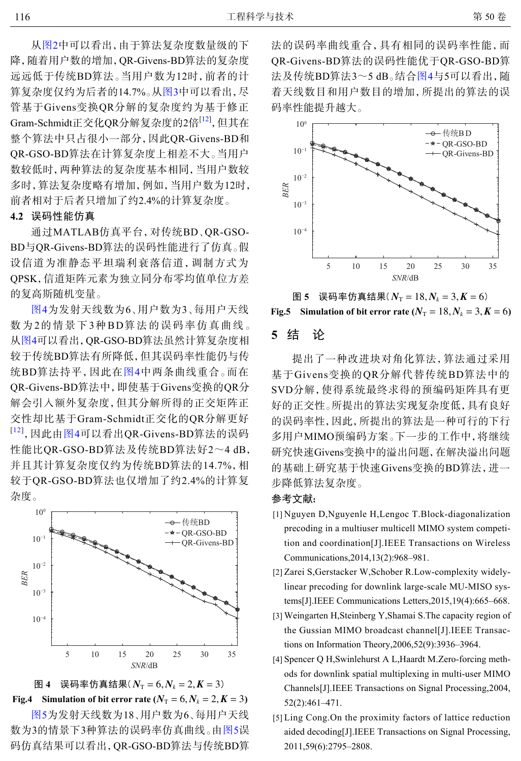从图2中可以看出，由于算法复杂度数量级的下降，随着用户数的增加，QR-Givens-BD算法的复杂度远远低于传统BD算法。当用户数为12时，前者的计算复杂度仅约为后者的14.7%。从图3中可以看出，尽管基于Givens变换QR分解的复杂度约为基于修正Gram-Schmidt正交化QR分解复杂度的2倍[12]，但其在整个算法中只占很小一部分，因此QR-Givens-BD和QR-GSO-BD算法在计算复杂度上相差不大。当用户数较低时，两种算法的复杂度基本相同，当用户数较多时，算法复杂度略有增加，例如，当用户数为12时，前者相对于后者只增加了约2.4%的计算复杂度。

### 4.2 误码性能仿真

通过MATLAB仿真平台，对传统BD、QR-GSO-BD与QR-Givens-BD算法的误码性能进行了仿真。假设信道为准静态平坦瑞利衰落信道，调制方式为QPSK，信道矩阵元素为独立同分布零均值单位方差的复高斯随机变量。

图4为发射天线数为6、用户数为3、每用户天线数为2的情景下3种BD算法的误码率仿真曲线。从图4可以看出，QR-GSO-BD算法虽然计算复杂度相较于传统BD算法有所降低，但其误码率性能仍与传统BD算法持平，因此在图4中两条曲线重合。而在QR-Givens-BD算法中，即使基于Givens变换的QR分解会引入额外复杂度，但其分解所得的正交矩阵正交性却比基于Gram-Schmidt正交化的QR分解更好[12]，因此由图4可以看出QR-Givens-BD算法的误码性能比QR-GSO-BD算法及传统BD算法好2～4 dB，并且其计算复杂度仅约为传统BD算法的14.7%，相较于QR-GSO-BD算法也仅增加了约2.4%的计算复杂度。

图 4 误码率仿真结果（$N_T = 6, N_k = 2, K = 3$）

Fig.4 Simulation of bit error rate ($N_T = 6, N_k = 2, K = 3$)

图5为发射天线数为18、用户数为6、每用户天线数为3的情景下3种算法的误码率仿真曲线。由图5误码仿真结果可以看出，QR-GSO-BD算法与传统BD算法的误码率曲线重合，具有相同的误码率性能，而QR-Givens-BD算法的误码性能优于QR-GSO-BD算法及传统BD算法3～5 dB。结合图4与5可以看出，随着天线数目和用户数目的增加，所提出的算法的误码率性能提升越大。

图 5 误码率仿真结果（$N_T = 18, N_k = 3, K = 6$）

Fig.5 Simulation of bit error rate ($N_T = 18, N_k = 3, K = 6$)

## 5 结 论

提出了一种改进块对角化算法，算法通过采用基于Givens变换的QR分解代替传统BD算法中的SVD分解，使得系统最终求得的预编码矩阵具有更好的正交性。所提出的算法实现复杂度低，具有良好的误码率性，因此，所提出的算法是一种可行的下行多用户MIMO预编码方案。下一步的工作中，将继续研究快速Givens变换中的溢出问题，在解决溢出问题的基础上研究基于快速Givens变换的BD算法，进一步降低算法复杂度。

**参考文献：**

[1] Nguyen D,Nguyenle H,Lengoc T.Block-diagonalization precoding in a multiuser multicell MIMO system competition and coordination[J].IEEE Transactions on Wireless Communications,2014,13(2):968–981.

[2] Zarei S,Gerstacker W,Schober R.Low-complexity widely-linear precoding for downlink large-scale MU-MISO systems[J].IEEE Communications Letters,2015,19(4):665–668.

[3] Weingarten H,Steinberg Y,Shamai S.The capacity region of the Gussian MIMO broadcast channel[J].IEEE Transactions on Information Theory,2006,52(9):3936–3964.

[4] Spencer Q H,Swinlehurst A L,Haardt M.Zero-forcing methods for downlink spatial multiplexing in multi-user MIMO Channels[J].IEEE Transactions on Signal Processing,2004,52(2):461–471.

[5] Ling Cong.On the proximity factors of lattice reduction aided decoding[J].IEEE Transactions on Signal Processing,2011,59(6):2795–2808.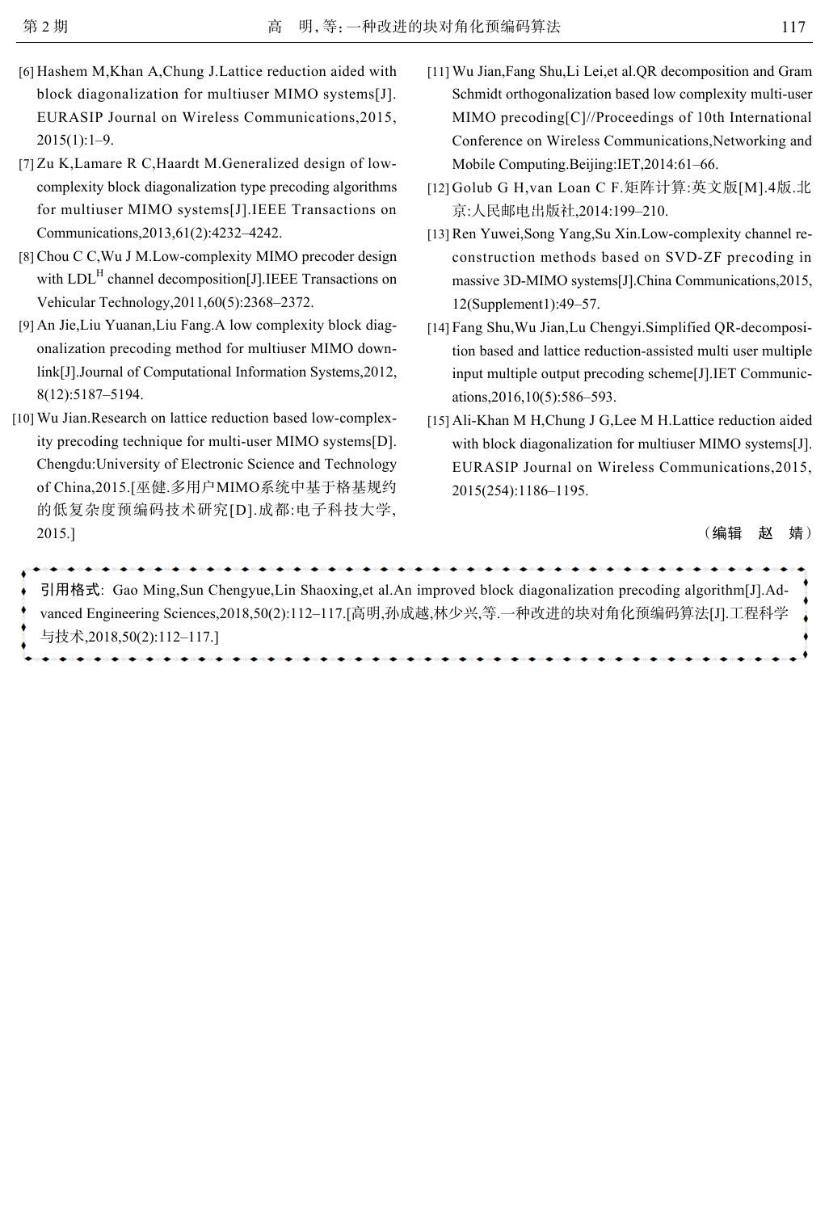[6] Hashem M,Khan A,Chung J.Lattice reduction aided with block diagonalization for multiuser MIMO systems[J]. EURASIP Journal on Wireless Communications,2015, 2015(1):1–9.

[7] Zu K,Lamare R C,Haardt M.Generalized design of low-complexity block diagonalization type precoding algorithms for multiuser MIMO systems[J].IEEE Transactions on Communications,2013,61(2):4232–4242.

[8] Chou C C,Wu J M.Low-complexity MIMO precoder design with LDL$^{H}$ channel decomposition[J].IEEE Transactions on Vehicular Technology,2011,60(5):2368–2372.

[9] An Jie,Liu Yuanan,Liu Fang.A low complexity block diagonalization precoding method for multiuser MIMO downlink[J].Journal of Computational Information Systems,2012, 8(12):5187–5194.

[10] Wu Jian.Research on lattice reduction based low-complexity precoding technique for multi-user MIMO systems[D]. Chengdu:University of Electronic Science and Technology of China,2015.[巫健.多用户MIMO系统中基于格基规约的低复杂度预编码技术研究[D].成都:电子科技大学, 2015.]

[11] Wu Jian,Fang Shu,Li Lei,et al.QR decomposition and Gram Schmidt orthogonalization based low complexity multi-user MIMO precoding[C]//Proceedings of 10th International Conference on Wireless Communications,Networking and Mobile Computing.Beijing:IET,2014:61–66.

[12] Golub G H,van Loan C F.矩阵计算:英文版[M].4版.北京:人民邮电出版社,2014:199–210.

[13] Ren Yuwei,Song Yang,Su Xin.Low-complexity channel reconstruction methods based on SVD-ZF precoding in massive 3D-MIMO systems[J].China Communications,2015, 12(Supplement1):49–57.

[14] Fang Shu,Wu Jian,Lu Chengyi.Simplified QR-decomposition based and lattice reduction-assisted multi user multiple input multiple output precoding scheme[J].IET Communications,2016,10(5):586–593.

[15] Ali-Khan M H,Chung J G,Lee M H.Lattice reduction aided with block diagonalization for multiuser MIMO systems[J]. EURASIP Journal on Wireless Communications,2015, 2015(254):1186–1195.

（编辑　赵　婧）

引用格式：Gao Ming,Sun Chengyue,Lin Shaoxing,et al.An improved block diagonalization precoding algorithm[J].Advanced Engineering Sciences,2018,50(2):112–117.[高明,孙成越,林少兴,等.一种改进的块对角化预编码算法[J].工程科学与技术,2018,50(2):112–117.]